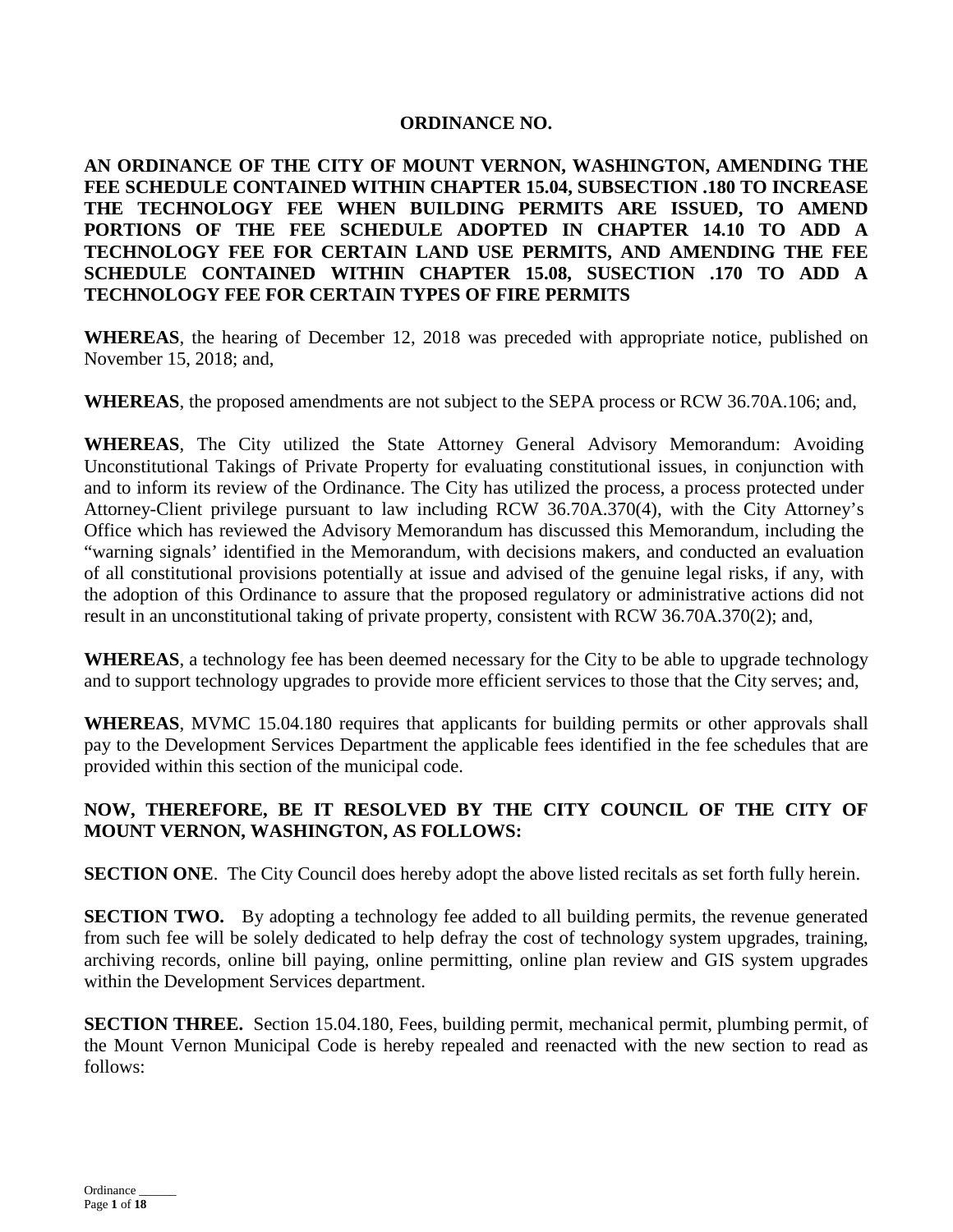# ORDINANCE NO.

**AN ORDINANCE OF THE CITY OF MOUNT VERNON, WASHINGTON, AMENDING THE FEE SCHEDULE CONTAINED WITHIN CHAPTER 15.04, SUBSECTION .180 TO INCREASE THE TECHNOLOGY FEE WHEN BUILDING PERMITS ARE ISSUED, TO AMEND PORTIONS OF THE FEE SCHEDULE ADOPTED IN CHAPTER 14.10 TO ADD A TECHNOLOGY FEE FOR CERTAIN LAND USE PERMITS, AND AMENDING THE FEE SCHEDULE CONTAINED WITHIN CHAPTER 15.08, SUSECTION .170 TO ADD A TECHNOLOGY FEE FOR CERTAIN TYPES OF FIRE PERMITS**

**WHEREAS**, the hearing of December 12, 2018 was preceded with appropriate notice, published on November 15, 2018; and,

**WHEREAS**, the proposed amendments are not subject to the SEPA process or RCW 36.70A.106; and,

**WHEREAS**, The City utilized the State Attorney General Advisory Memorandum: Avoiding Unconstitutional Takings of Private Property for evaluating constitutional issues, in conjunction with and to inform its review of the Ordinance. The City has utilized the process, a process protected under Attorney-Client privilege pursuant to law including RCW 36.70A.370(4), with the City Attorney's Office which has reviewed the Advisory Memorandum has discussed this Memorandum, including the "warning signals' identified in the Memorandum, with decisions makers, and conducted an evaluation of all constitutional provisions potentially at issue and advised of the genuine legal risks, if any, with the adoption of this Ordinance to assure that the proposed regulatory or administrative actions did not result in an unconstitutional taking of private property, consistent with RCW 36.70A.370(2); and,

**WHEREAS**, a technology fee has been deemed necessary for the City to be able to upgrade technology and to support technology upgrades to provide more efficient services to those that the City serves; and,

**WHEREAS**, MVMC 15.04.180 requires that applicants for building permits or other approvals shall pay to the Development Services Department the applicable fees identified in the fee schedules that are provided within this section of the municipal code.

**NOW, THEREFORE, BE IT RESOLVED BY THE CITY COUNCIL OF THE CITY OF MOUNT VERNON, WASHINGTON, AS FOLLOWS:**

**SECTION ONE**. The City Council does hereby adopt the above listed recitals as set forth fully herein.

**SECTION TWO.** By adopting a technology fee added to all building permits, the revenue generated from such fee will be solely dedicated to help defray the cost of technology system upgrades, training, archiving records, online bill paying, online permitting, online plan review and GIS system upgrades within the Development Services department.

**SECTION THREE.** Section 15.04.180, Fees, building permit, mechanical permit, plumbing permit, of the Mount Vernon Municipal Code is hereby repealed and reenacted with the new section to read as follows: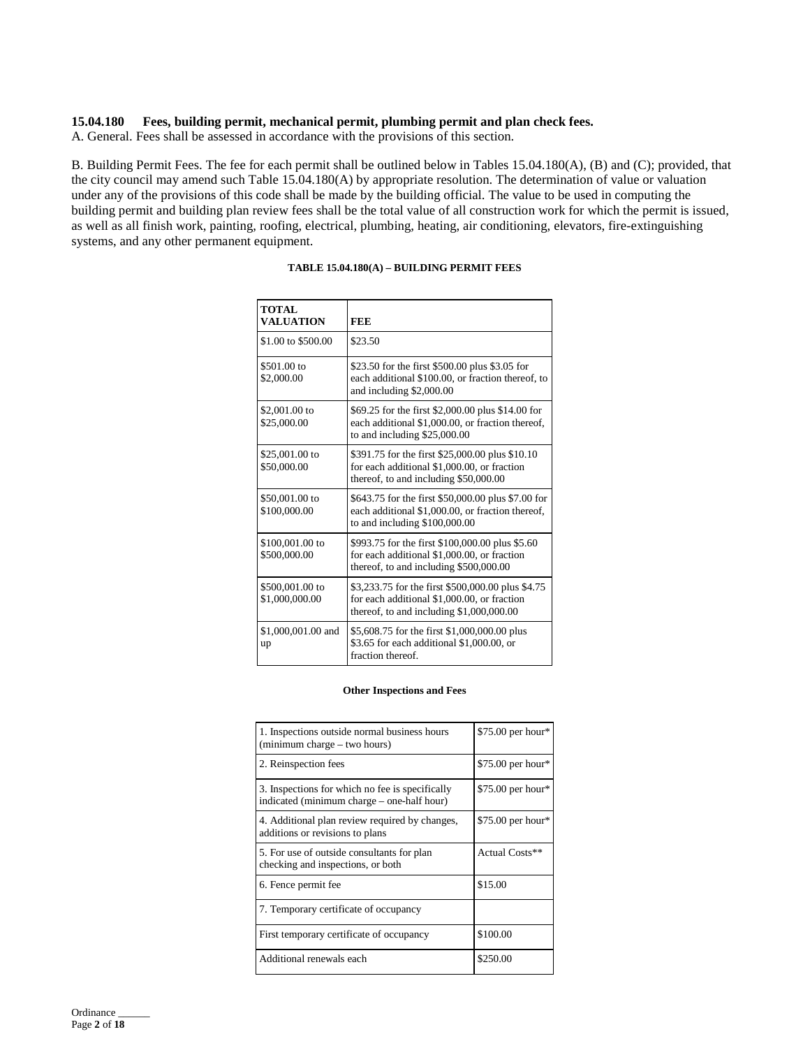**15.04.180 Fees, building permit, mechanical permit, plumbing permit and plan check fees.**

A. General. Fees shall be assessed in accordance with the provisions of this section.

B. Building Permit Fees. The fee for each permit shall be outlined below in Tables 15.04.180(A), (B) and (C); provided, that the city council may amend such Table 15.04.180(A) by appropriate resolution. The determination of value or valuation under any of the provisions of this code shall be made by the building official. The value to be used in computing the building permit and building plan review fees shall be the total value of all construction work for which the permit is issued, as well as all finish work, painting, roofing, electrical, plumbing, heating, air conditioning, elevators, fire-extinguishing systems, and any other permanent equipment.

**TABLE 15.04.180(A) – BUILDING PERMIT FEES**

| TOTAL VALUATION | FEE |
|---|---|
| $1.00 to $500.00 | $23.50 |
| $501.00 to $2,000.00 | $23.50 for the first $500.00 plus $3.05 for each additional $100.00, or fraction thereof, to and including $2,000.00 |
| $2,001.00 to $25,000.00 | $69.25 for the first $2,000.00 plus $14.00 for each additional $1,000.00, or fraction thereof, to and including $25,000.00 |
| $25,001.00 to $50,000.00 | $391.75 for the first $25,000.00 plus $10.10 for each additional $1,000.00, or fraction thereof, to and including $50,000.00 |
| $50,001.00 to $100,000.00 | $643.75 for the first $50,000.00 plus $7.00 for each additional $1,000.00, or fraction thereof, to and including $100,000.00 |
| $100,001.00 to $500,000.00 | $993.75 for the first $100,000.00 plus $5.60 for each additional $1,000.00, or fraction thereof, to and including $500,000.00 |
| $500,001.00 to $1,000,000.00 | $3,233.75 for the first $500,000.00 plus $4.75 for each additional $1,000.00, or fraction thereof, to and including $1,000,000.00 |
| $1,000,001.00 and up | $5,608.75 for the first $1,000,000.00 plus $3.65 for each additional $1,000.00, or fraction thereof. |

**Other Inspections and Fees**

| | |
|---|---|
| 1. Inspections outside normal business hours (minimum charge – two hours) | $75.00 per hour* |
| 2. Reinspection fees | $75.00 per hour* |
| 3. Inspections for which no fee is specifically indicated (minimum charge – one-half hour) | $75.00 per hour* |
| 4. Additional plan review required by changes, additions or revisions to plans | $75.00 per hour* |
| 5. For use of outside consultants for plan checking and inspections, or both | Actual Costs** |
| 6. Fence permit fee | $15.00 |
| 7. Temporary certificate of occupancy | |
| First temporary certificate of occupancy | $100.00 |
| Additional renewals each | $250.00 |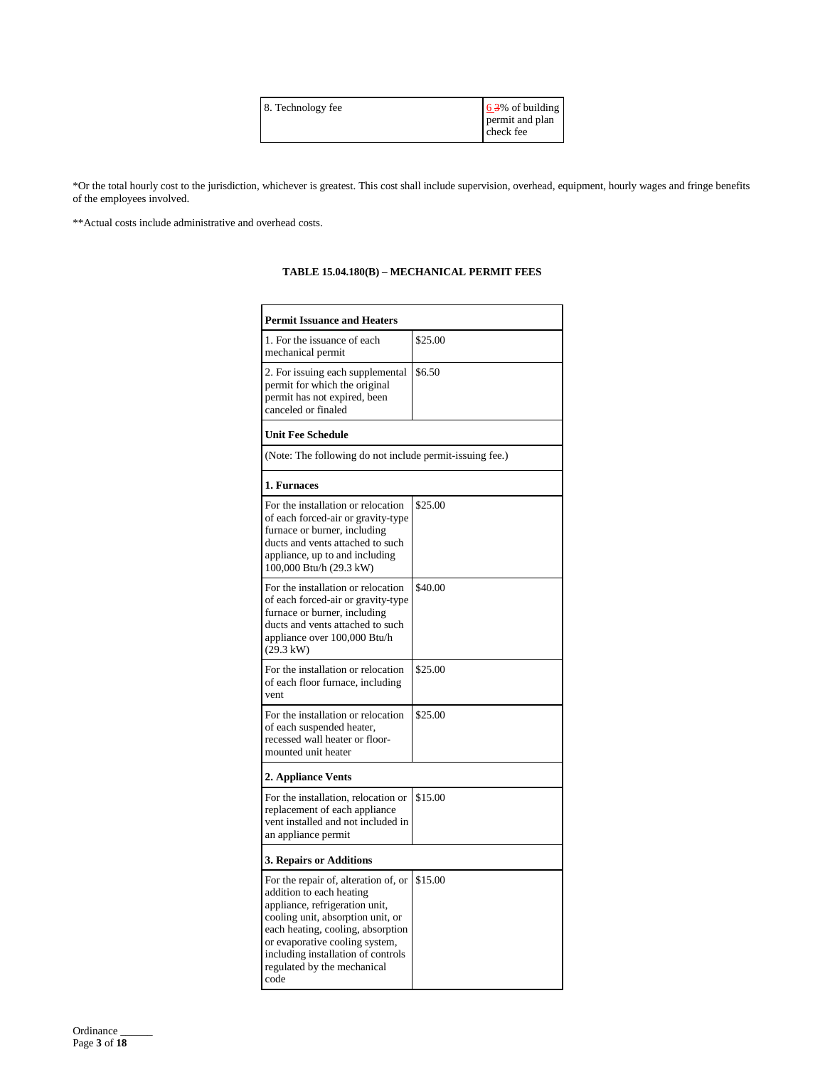| 8. Technology fee | 6 3% of building permit and plan check fee |
|---|---|

*Or the total hourly cost to the jurisdiction, whichever is greatest. This cost shall include supervision, overhead, equipment, hourly wages and fringe benefits of the employees involved.

**Actual costs include administrative and overhead costs.

**TABLE 15.04.180(B) – MECHANICAL PERMIT FEES**

| **Permit Issuance and Heaters** | |
|---|---|
| 1. For the issuance of each mechanical permit | $25.00 |
| 2. For issuing each supplemental permit for which the original permit has not expired, been canceled or finaled | $6.50 |
| **Unit Fee Schedule** | |
| (Note: The following do not include permit-issuing fee.) | |
| **1. Furnaces** | |
| For the installation or relocation of each forced-air or gravity-type furnace or burner, including ducts and vents attached to such appliance, up to and including 100,000 Btu/h (29.3 kW) | $25.00 |
| For the installation or relocation of each forced-air or gravity-type furnace or burner, including ducts and vents attached to such appliance over 100,000 Btu/h (29.3 kW) | $40.00 |
| For the installation or relocation of each floor furnace, including vent | $25.00 |
| For the installation or relocation of each suspended heater, recessed wall heater or floor-mounted unit heater | $25.00 |
| **2. Appliance Vents** | |
| For the installation, relocation or replacement of each appliance vent installed and not included in an appliance permit | $15.00 |
| **3. Repairs or Additions** | |
| For the repair of, alteration of, or addition to each heating appliance, refrigeration unit, cooling unit, absorption unit, or each heating, cooling, absorption or evaporative cooling system, including installation of controls regulated by the mechanical code | $15.00 |

Ordinance ______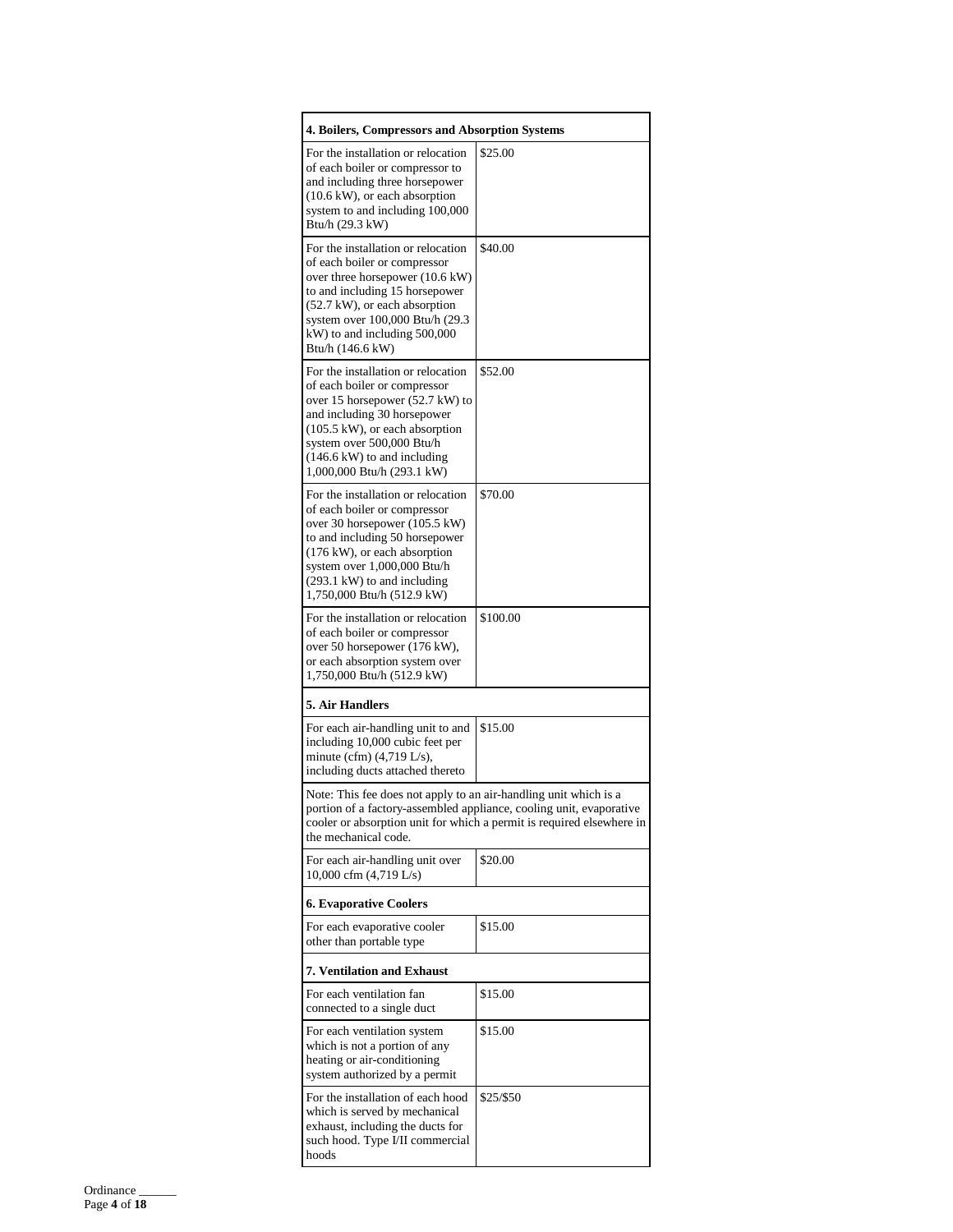| 4. Boilers, Compressors and Absorption Systems | |
|---|---|
| For the installation or relocation of each boiler or compressor to and including three horsepower (10.6 kW), or each absorption system to and including 100,000 Btu/h (29.3 kW) | $25.00 |
| For the installation or relocation of each boiler or compressor over three horsepower (10.6 kW) to and including 15 horsepower (52.7 kW), or each absorption system over 100,000 Btu/h (29.3 kW) to and including 500,000 Btu/h (146.6 kW) | $40.00 |
| For the installation or relocation of each boiler or compressor over 15 horsepower (52.7 kW) to and including 30 horsepower (105.5 kW), or each absorption system over 500,000 Btu/h (146.6 kW) to and including 1,000,000 Btu/h (293.1 kW) | $52.00 |
| For the installation or relocation of each boiler or compressor over 30 horsepower (105.5 kW) to and including 50 horsepower (176 kW), or each absorption system over 1,000,000 Btu/h (293.1 kW) to and including 1,750,000 Btu/h (512.9 kW) | $70.00 |
| For the installation or relocation of each boiler or compressor over 50 horsepower (176 kW), or each absorption system over 1,750,000 Btu/h (512.9 kW) | $100.00 |
| **5. Air Handlers** | |
| For each air-handling unit to and including 10,000 cubic feet per minute (cfm) (4,719 L/s), including ducts attached thereto | $15.00 |
| Note: This fee does not apply to an air-handling unit which is a portion of a factory-assembled appliance, cooling unit, evaporative cooler or absorption unit for which a permit is required elsewhere in the mechanical code. | |
| For each air-handling unit over 10,000 cfm (4,719 L/s) | $20.00 |
| **6. Evaporative Coolers** | |
| For each evaporative cooler other than portable type | $15.00 |
| **7. Ventilation and Exhaust** | |
| For each ventilation fan connected to a single duct | $15.00 |
| For each ventilation system which is not a portion of any heating or air-conditioning system authorized by a permit | $15.00 |
| For the installation of each hood which is served by mechanical exhaust, including the ducts for such hood. Type I/II commercial hoods | $25/$50 |

Ordinance ______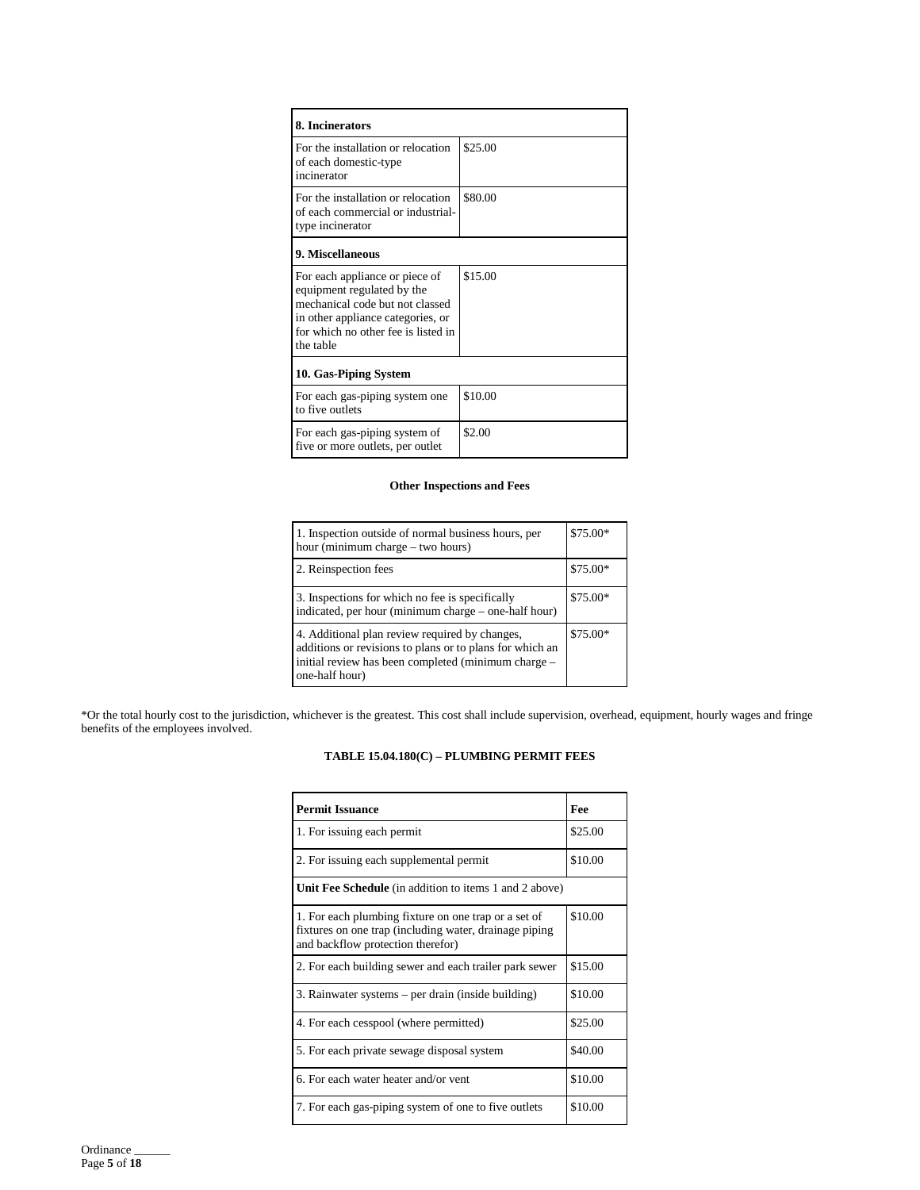| **8. Incinerators** | |
|---|---|
| For the installation or relocation of each domestic-type incinerator | $25.00 |
| For the installation or relocation of each commercial or industrial-type incinerator | $80.00 |
| **9. Miscellaneous** | |
| For each appliance or piece of equipment regulated by the mechanical code but not classed in other appliance categories, or for which no other fee is listed in the table | $15.00 |
| **10. Gas-Piping System** | |
| For each gas-piping system one to five outlets | $10.00 |
| For each gas-piping system of five or more outlets, per outlet | $2.00 |

**Other Inspections and Fees**

| | |
|---|---|
| 1. Inspection outside of normal business hours, per hour (minimum charge – two hours) | $75.00* |
| 2. Reinspection fees | $75.00* |
| 3. Inspections for which no fee is specifically indicated, per hour (minimum charge – one-half hour) | $75.00* |
| 4. Additional plan review required by changes, additions or revisions to plans or to plans for which an initial review has been completed (minimum charge – one-half hour) | $75.00* |

*Or the total hourly cost to the jurisdiction, whichever is the greatest. This cost shall include supervision, overhead, equipment, hourly wages and fringe benefits of the employees involved.

**TABLE 15.04.180(C) – PLUMBING PERMIT FEES**

| **Permit Issuance** | **Fee** |
|---|---|
| 1. For issuing each permit | $25.00 |
| 2. For issuing each supplemental permit | $10.00 |
| **Unit Fee Schedule** (in addition to items 1 and 2 above) | |
| 1. For each plumbing fixture on one trap or a set of fixtures on one trap (including water, drainage piping and backflow protection therefor) | $10.00 |
| 2. For each building sewer and each trailer park sewer | $15.00 |
| 3. Rainwater systems – per drain (inside building) | $10.00 |
| 4. For each cesspool (where permitted) | $25.00 |
| 5. For each private sewage disposal system | $40.00 |
| 6. For each water heater and/or vent | $10.00 |
| 7. For each gas-piping system of one to five outlets | $10.00 |

Ordinance ______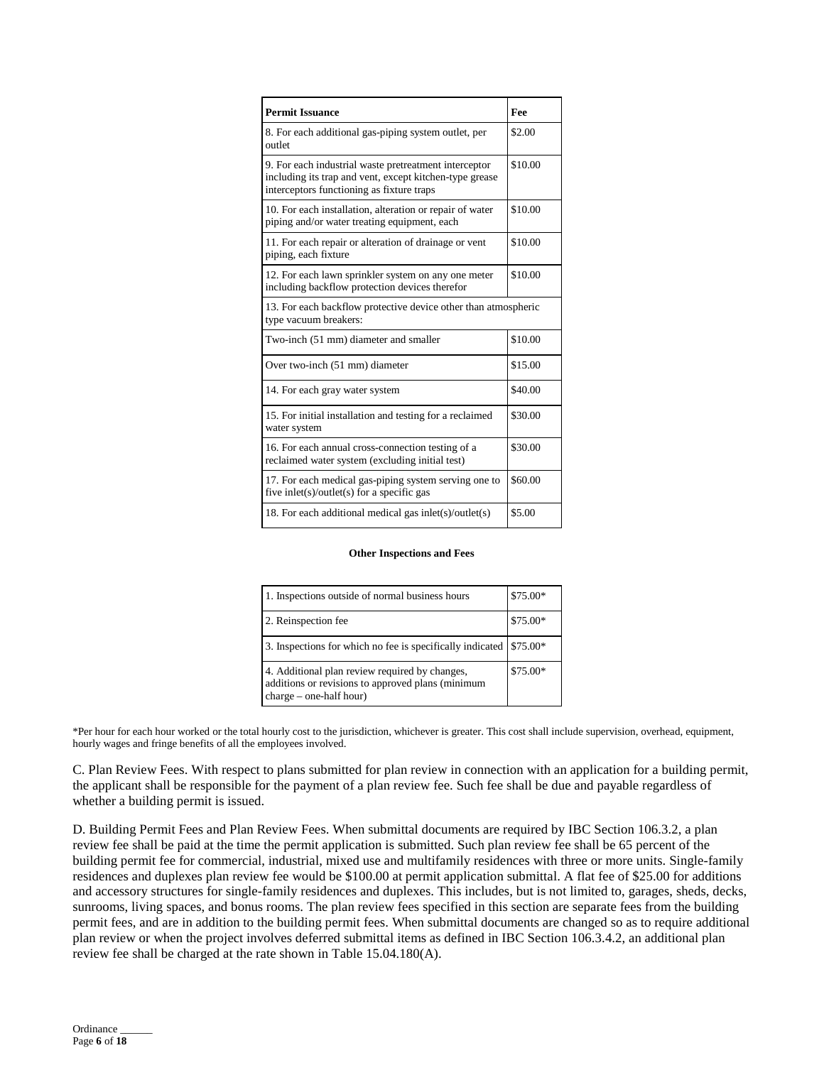| Permit Issuance | Fee |
|---|---|
| 8. For each additional gas-piping system outlet, per outlet | $2.00 |
| 9. For each industrial waste pretreatment interceptor including its trap and vent, except kitchen-type grease interceptors functioning as fixture traps | $10.00 |
| 10. For each installation, alteration or repair of water piping and/or water treating equipment, each | $10.00 |
| 11. For each repair or alteration of drainage or vent piping, each fixture | $10.00 |
| 12. For each lawn sprinkler system on any one meter including backflow protection devices therefor | $10.00 |
| 13. For each backflow protective device other than atmospheric type vacuum breakers: | |
| Two-inch (51 mm) diameter and smaller | $10.00 |
| Over two-inch (51 mm) diameter | $15.00 |
| 14. For each gray water system | $40.00 |
| 15. For initial installation and testing for a reclaimed water system | $30.00 |
| 16. For each annual cross-connection testing of a reclaimed water system (excluding initial test) | $30.00 |
| 17. For each medical gas-piping system serving one to five inlet(s)/outlet(s) for a specific gas | $60.00 |
| 18. For each additional medical gas inlet(s)/outlet(s) | $5.00 |

**Other Inspections and Fees**

| Item | Fee |
|---|---|
| 1. Inspections outside of normal business hours | $75.00* |
| 2. Reinspection fee | $75.00* |
| 3. Inspections for which no fee is specifically indicated | $75.00* |
| 4. Additional plan review required by changes, additions or revisions to approved plans (minimum charge – one-half hour) | $75.00* |

*Per hour for each hour worked or the total hourly cost to the jurisdiction, whichever is greater. This cost shall include supervision, overhead, equipment, hourly wages and fringe benefits of all the employees involved.

C. Plan Review Fees. With respect to plans submitted for plan review in connection with an application for a building permit, the applicant shall be responsible for the payment of a plan review fee. Such fee shall be due and payable regardless of whether a building permit is issued.

D. Building Permit Fees and Plan Review Fees. When submittal documents are required by IBC Section 106.3.2, a plan review fee shall be paid at the time the permit application is submitted. Such plan review fee shall be 65 percent of the building permit fee for commercial, industrial, mixed use and multifamily residences with three or more units. Single-family residences and duplexes plan review fee would be $100.00 at permit application submittal. A flat fee of $25.00 for additions and accessory structures for single-family residences and duplexes. This includes, but is not limited to, garages, sheds, decks, sunrooms, living spaces, and bonus rooms. The plan review fees specified in this section are separate fees from the building permit fees, and are in addition to the building permit fees. When submittal documents are changed so as to require additional plan review or when the project involves deferred submittal items as defined in IBC Section 106.3.4.2, an additional plan review fee shall be charged at the rate shown in Table 15.04.180(A).

Ordinance ______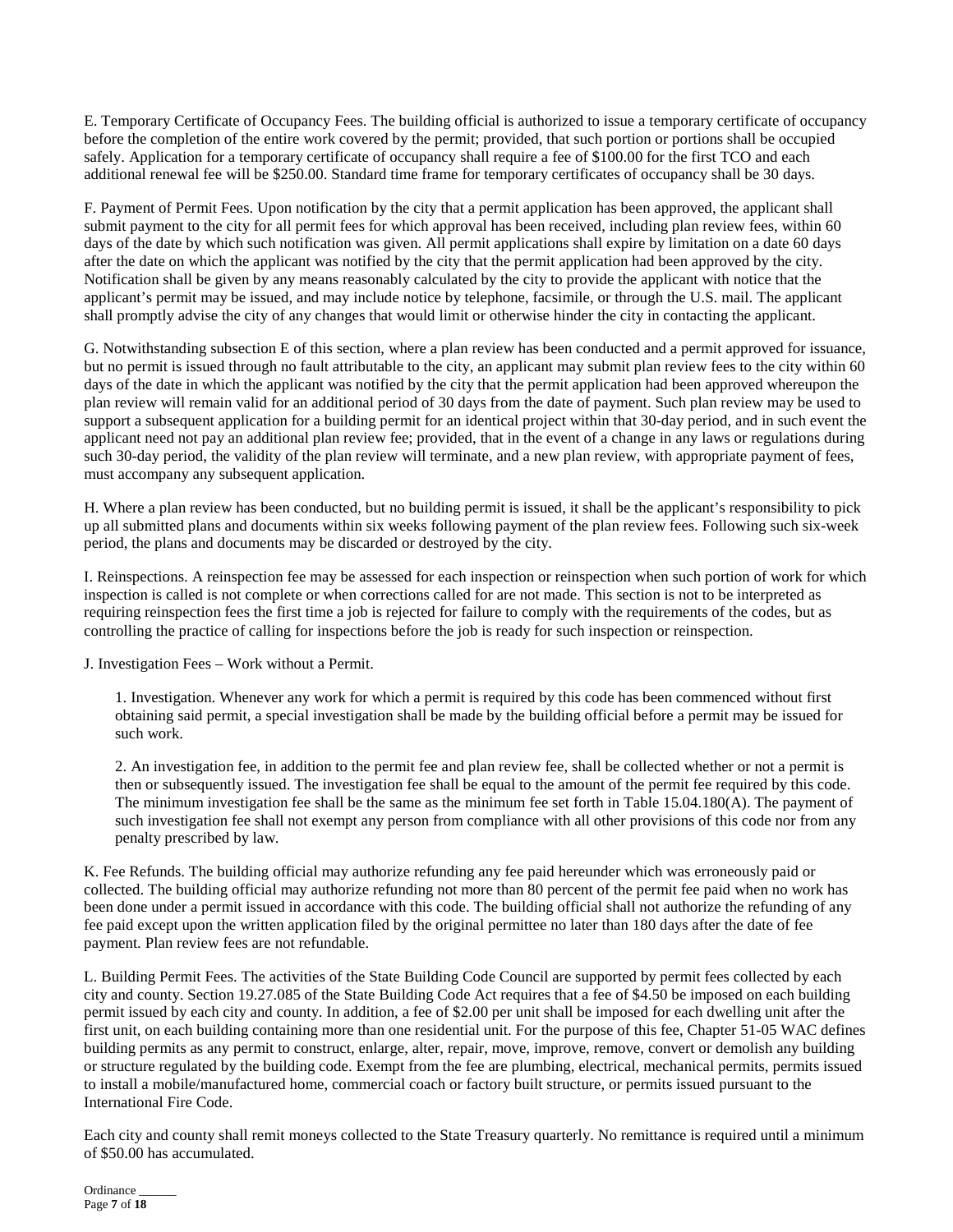E. Temporary Certificate of Occupancy Fees. The building official is authorized to issue a temporary certificate of occupancy before the completion of the entire work covered by the permit; provided, that such portion or portions shall be occupied safely. Application for a temporary certificate of occupancy shall require a fee of $100.00 for the first TCO and each additional renewal fee will be $250.00. Standard time frame for temporary certificates of occupancy shall be 30 days.

F. Payment of Permit Fees. Upon notification by the city that a permit application has been approved, the applicant shall submit payment to the city for all permit fees for which approval has been received, including plan review fees, within 60 days of the date by which such notification was given. All permit applications shall expire by limitation on a date 60 days after the date on which the applicant was notified by the city that the permit application had been approved by the city. Notification shall be given by any means reasonably calculated by the city to provide the applicant with notice that the applicant's permit may be issued, and may include notice by telephone, facsimile, or through the U.S. mail. The applicant shall promptly advise the city of any changes that would limit or otherwise hinder the city in contacting the applicant.

G. Notwithstanding subsection E of this section, where a plan review has been conducted and a permit approved for issuance, but no permit is issued through no fault attributable to the city, an applicant may submit plan review fees to the city within 60 days of the date in which the applicant was notified by the city that the permit application had been approved whereupon the plan review will remain valid for an additional period of 30 days from the date of payment. Such plan review may be used to support a subsequent application for a building permit for an identical project within that 30-day period, and in such event the applicant need not pay an additional plan review fee; provided, that in the event of a change in any laws or regulations during such 30-day period, the validity of the plan review will terminate, and a new plan review, with appropriate payment of fees, must accompany any subsequent application.

H. Where a plan review has been conducted, but no building permit is issued, it shall be the applicant's responsibility to pick up all submitted plans and documents within six weeks following payment of the plan review fees. Following such six-week period, the plans and documents may be discarded or destroyed by the city.

I. Reinspections. A reinspection fee may be assessed for each inspection or reinspection when such portion of work for which inspection is called is not complete or when corrections called for are not made. This section is not to be interpreted as requiring reinspection fees the first time a job is rejected for failure to comply with the requirements of the codes, but as controlling the practice of calling for inspections before the job is ready for such inspection or reinspection.

J. Investigation Fees – Work without a Permit.

1. Investigation. Whenever any work for which a permit is required by this code has been commenced without first obtaining said permit, a special investigation shall be made by the building official before a permit may be issued for such work.

2. An investigation fee, in addition to the permit fee and plan review fee, shall be collected whether or not a permit is then or subsequently issued. The investigation fee shall be equal to the amount of the permit fee required by this code. The minimum investigation fee shall be the same as the minimum fee set forth in Table 15.04.180(A). The payment of such investigation fee shall not exempt any person from compliance with all other provisions of this code nor from any penalty prescribed by law.

K. Fee Refunds. The building official may authorize refunding any fee paid hereunder which was erroneously paid or collected. The building official may authorize refunding not more than 80 percent of the permit fee paid when no work has been done under a permit issued in accordance with this code. The building official shall not authorize the refunding of any fee paid except upon the written application filed by the original permittee no later than 180 days after the date of fee payment. Plan review fees are not refundable.

L. Building Permit Fees. The activities of the State Building Code Council are supported by permit fees collected by each city and county. Section 19.27.085 of the State Building Code Act requires that a fee of $4.50 be imposed on each building permit issued by each city and county. In addition, a fee of $2.00 per unit shall be imposed for each dwelling unit after the first unit, on each building containing more than one residential unit. For the purpose of this fee, Chapter 51-05 WAC defines building permits as any permit to construct, enlarge, alter, repair, move, improve, remove, convert or demolish any building or structure regulated by the building code. Exempt from the fee are plumbing, electrical, mechanical permits, permits issued to install a mobile/manufactured home, commercial coach or factory built structure, or permits issued pursuant to the International Fire Code.

Each city and county shall remit moneys collected to the State Treasury quarterly. No remittance is required until a minimum of $50.00 has accumulated.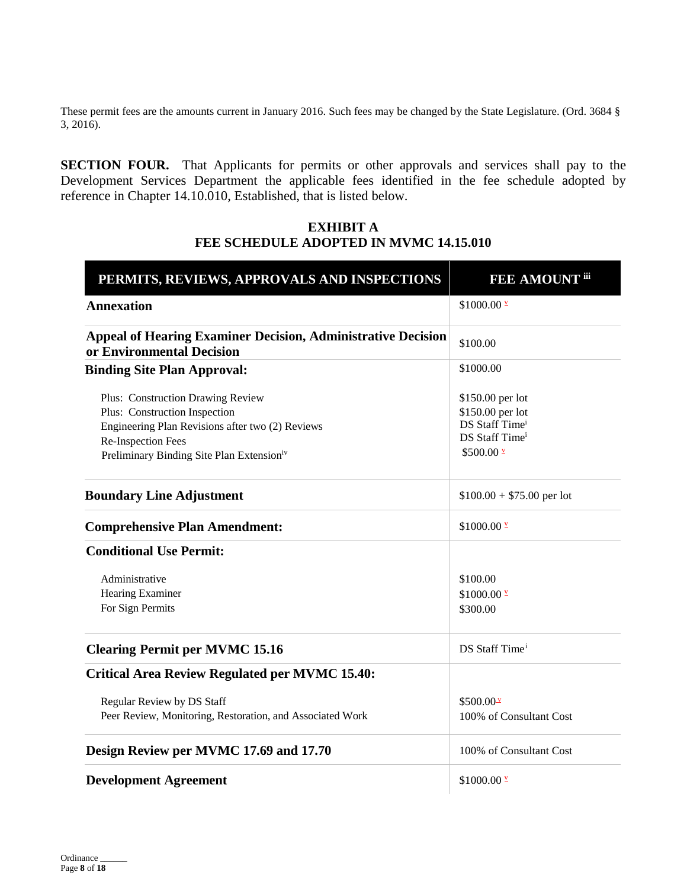These permit fees are the amounts current in January 2016. Such fees may be changed by the State Legislature. (Ord. 3684 § 3, 2016).

**SECTION FOUR.** That Applicants for permits or other approvals and services shall pay to the Development Services Department the applicable fees identified in the fee schedule adopted by reference in Chapter 14.10.010, Established, that is listed below.

## EXHIBIT A
## FEE SCHEDULE ADOPTED IN MVMC 14.15.010

| PERMITS, REVIEWS, APPROVALS AND INSPECTIONS | FEE AMOUNT [iii] |
|---|---|
| **Annexation** | $1000.00 [v] |
| **Appeal of Hearing Examiner Decision, Administrative Decision or Environmental Decision** | $100.00 |
| **Binding Site Plan Approval:** | $1000.00 |
| Plus: Construction Drawing Review | $150.00 per lot |
| Plus: Construction Inspection | $150.00 per lot |
| Engineering Plan Revisions after two (2) Reviews | DS Staff Time[i] |
| Re-Inspection Fees | DS Staff Time[i] |
| Preliminary Binding Site Plan Extension[iv] | $500.00 [v] |
| **Boundary Line Adjustment** | $100.00 + $75.00 per lot |
| **Comprehensive Plan Amendment:** | $1000.00 [v] |
| **Conditional Use Permit:** | |
| Administrative | $100.00 |
| Hearing Examiner | $1000.00 [v] |
| For Sign Permits | $300.00 |
| **Clearing Permit per MVMC 15.16** | DS Staff Time[i] |
| **Critical Area Review Regulated per MVMC 15.40:** | |
| Regular Review by DS Staff | $500.00[v] |
| Peer Review, Monitoring, Restoration, and Associated Work | 100% of Consultant Cost |
| **Design Review per MVMC 17.69 and 17.70** | 100% of Consultant Cost |
| **Development Agreement** | $1000.00 [v] |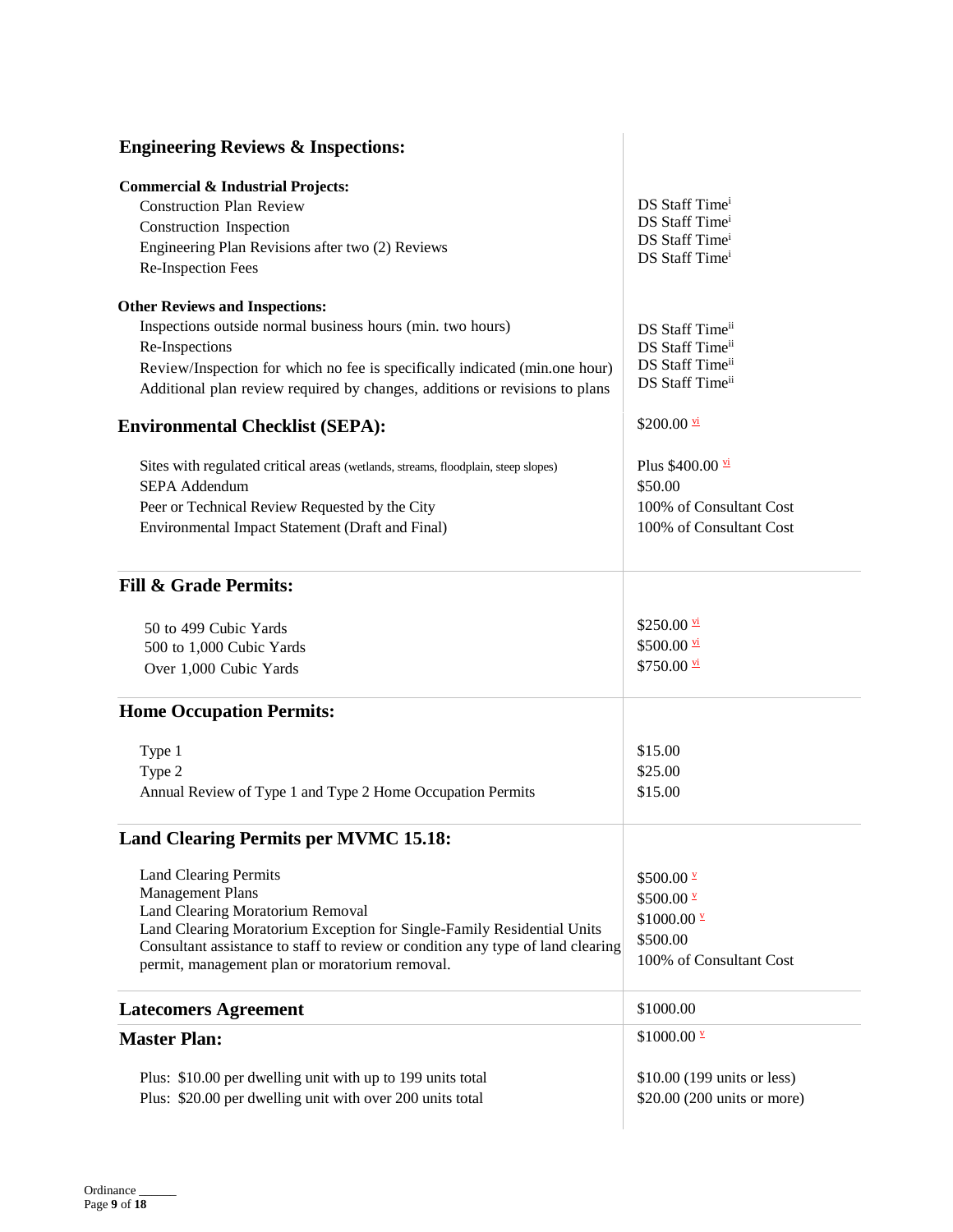| Fee Description | Fee |
|---|---|
| **Engineering Reviews & Inspections:** | |
| **Commercial & Industrial Projects:** | |
| Construction Plan Review | DS Staff Time[i] |
| Construction Inspection | DS Staff Time[i] |
| Engineering Plan Revisions after two (2) Reviews | DS Staff Time[i] |
| Re-Inspection Fees | DS Staff Time[i] |
| **Other Reviews and Inspections:** | |
| Inspections outside normal business hours (min. two hours) | DS Staff Time[ii] |
| Re-Inspections | DS Staff Time[ii] |
| Review/Inspection for which no fee is specifically indicated (min.one hour) | DS Staff Time[ii] |
| Additional plan review required by changes, additions or revisions to plans | DS Staff Time[ii] |
| **Environmental Checklist (SEPA):** | $200.00 [vi] |
| Sites with regulated critical areas (wetlands, streams, floodplain, steep slopes) | Plus $400.00 [vi] |
| SEPA Addendum | $50.00 |
| Peer or Technical Review Requested by the City | 100% of Consultant Cost |
| Environmental Impact Statement (Draft and Final) | 100% of Consultant Cost |
| **Fill & Grade Permits:** | |
| 50 to 499 Cubic Yards | $250.00 [vi] |
| 500 to 1,000 Cubic Yards | $500.00 [vi] |
| Over 1,000 Cubic Yards | $750.00 [vi] |
| **Home Occupation Permits:** | |
| Type 1 | $15.00 |
| Type 2 | $25.00 |
| Annual Review of Type 1 and Type 2 Home Occupation Permits | $15.00 |
| **Land Clearing Permits per MVMC 15.18:** | |
| Land Clearing Permits | $500.00 [v] |
| Management Plans | $500.00 [v] |
| Land Clearing Moratorium Removal | $1000.00 [v] |
| Land Clearing Moratorium Exception for Single-Family Residential Units | $500.00 |
| Consultant assistance to staff to review or condition any type of land clearing permit, management plan or moratorium removal. | 100% of Consultant Cost |
| **Latecomers Agreement** | $1000.00 |
| **Master Plan:** | $1000.00 [v] |
| Plus: $10.00 per dwelling unit with up to 199 units total | $10.00 (199 units or less) |
| Plus: $20.00 per dwelling unit with over 200 units total | $20.00 (200 units or more) |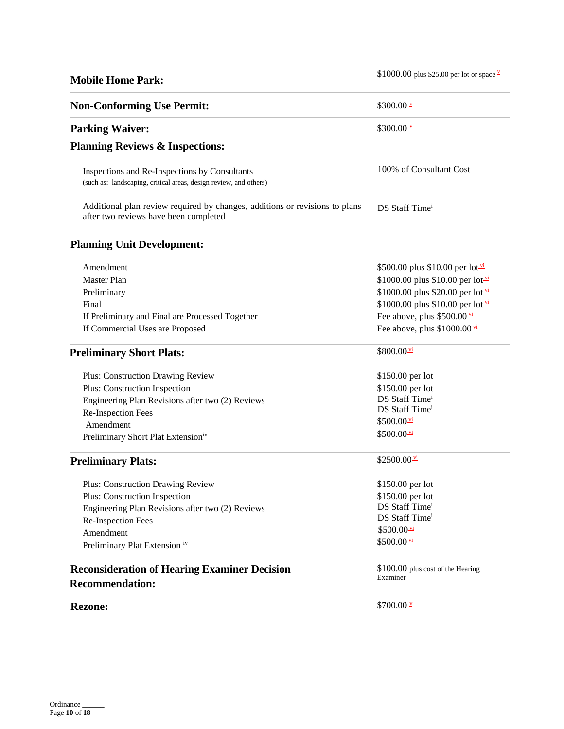| | |
|---|---|
| **Mobile Home Park:** | $1000.00 plus $25.00 per lot or space [v] |
| **Non-Conforming Use Permit:** | $300.00 [v] |
| **Parking Waiver:** | $300.00 [v] |
| **Planning Reviews & Inspections:** | |
| Inspections and Re-Inspections by Consultants (such as: landscaping, critical areas, design review, and others) | 100% of Consultant Cost |
| Additional plan review required by changes, additions or revisions to plans after two reviews have been completed | DS Staff Time[i] |
| **Planning Unit Development:** | |
| Amendment | $500.00 plus $10.00 per lot[vi] |
| Master Plan | $1000.00 plus $10.00 per lot[vi] |
| Preliminary | $1000.00 plus $20.00 per lot[vi] |
| Final | $1000.00 plus $10.00 per lot[vi] |
| If Preliminary and Final are Processed Together | Fee above, plus $500.00[vi] |
| If Commercial Uses are Proposed | Fee above, plus $1000.00[vi] |
| **Preliminary Short Plats:** | $800.00[vi] |
| Plus: Construction Drawing Review | $150.00 per lot |
| Plus: Construction Inspection | $150.00 per lot |
| Engineering Plan Revisions after two (2) Reviews | DS Staff Time[i] |
| Re-Inspection Fees | DS Staff Time[i] |
| Amendment | $500.00[vi] |
| Preliminary Short Plat Extension[iv] | $500.00[vi] |
| **Preliminary Plats:** | $2500.00[vi] |
| Plus: Construction Drawing Review | $150.00 per lot |
| Plus: Construction Inspection | $150.00 per lot |
| Engineering Plan Revisions after two (2) Reviews | DS Staff Time[i] |
| Re-Inspection Fees | DS Staff Time[i] |
| Amendment | $500.00[vi] |
| Preliminary Plat Extension [iv] | $500.00[vi] |
| **Reconsideration of Hearing Examiner Decision Recommendation:** | $100.00 plus cost of the Hearing Examiner |
| **Rezone:** | $700.00 [v] |

Ordinance ______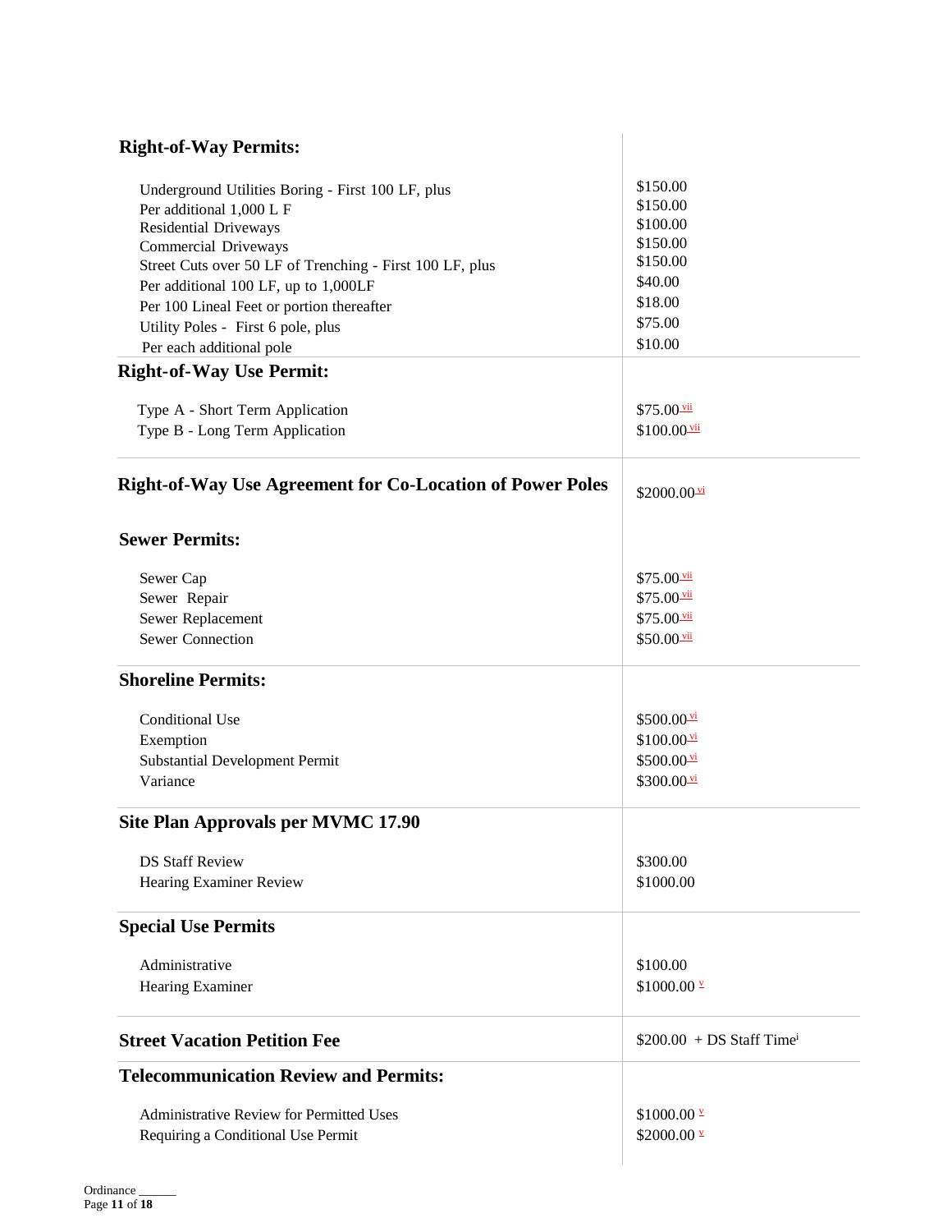| Fee Description | Amount |
|---|---|
| **Right-of-Way Permits:** | |
| Underground Utilities Boring - First 100 LF, plus | $150.00 |
| Per additional 1,000 L F | $150.00 |
| Residential Driveways | $100.00 |
| Commercial Driveways | $150.00 |
| Street Cuts over 50 LF of Trenching - First 100 LF, plus | $150.00 |
| Per additional 100 LF, up to 1,000LF | $40.00 |
| Per 100 Lineal Feet or portion thereafter | $18.00 |
| Utility Poles - First 6 pole, plus | $75.00 |
| Per each additional pole | $10.00 |
| **Right-of-Way Use Permit:** | |
| Type A - Short Term Application | $75.00 [vii] |
| Type B - Long Term Application | $100.00 [vii] |
| **Right-of-Way Use Agreement for Co-Location of Power Poles** | $2000.00 [vi] |
| **Sewer Permits:** | |
| Sewer Cap | $75.00 [vii] |
| Sewer Repair | $75.00 [vii] |
| Sewer Replacement | $75.00 [vii] |
| Sewer Connection | $50.00 [vii] |
| **Shoreline Permits:** | |
| Conditional Use | $500.00 [vi] |
| Exemption | $100.00 [vi] |
| Substantial Development Permit | $500.00 [vi] |
| Variance | $300.00 [vi] |
| **Site Plan Approvals per MVMC 17.90** | |
| DS Staff Review | $300.00 |
| Hearing Examiner Review | $1000.00 |
| **Special Use Permits** | |
| Administrative | $100.00 |
| Hearing Examiner | $1000.00 [v] |
| **Street Vacation Petition Fee** | $200.00 + DS Staff Time [i] |
| **Telecommunication Review and Permits:** | |
| Administrative Review for Permitted Uses | $1000.00 [v] |
| Requiring a Conditional Use Permit | $2000.00 [v] |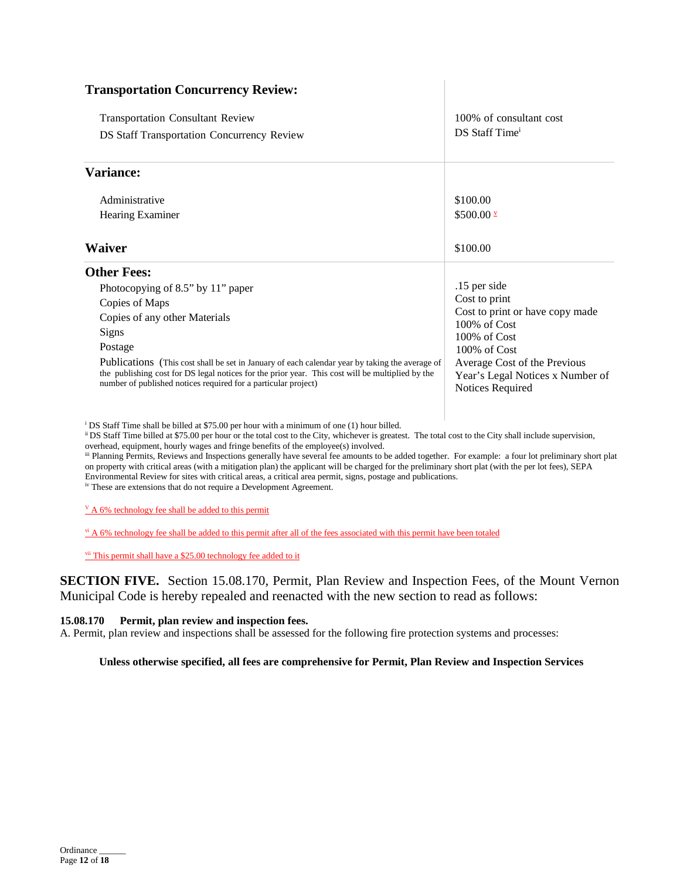| | |
|---|---|
| **Transportation Concurrency Review:** | |
| Transportation Consultant Review | 100% of consultant cost |
| DS Staff Transportation Concurrency Review | DS Staff Time[i] |
| **Variance:** | |
| Administrative | $100.00 |
| Hearing Examiner | $500.00 [v] |
| **Waiver** | $100.00 |
| **Other Fees:** | |
| Photocopying of 8.5" by 11" paper | .15 per side |
| Copies of Maps | Cost to print |
| Copies of any other Materials | Cost to print or have copy made |
| Signs | 100% of Cost |
| Postage | 100% of Cost |
| Publications (This cost shall be set in January of each calendar year by taking the average of the publishing cost for DS legal notices for the prior year. This cost will be multiplied by the number of published notices required for a particular project) | 100% of Cost<br>Average Cost of the Previous Year's Legal Notices x Number of Notices Required |

[i] DS Staff Time shall be billed at $75.00 per hour with a minimum of one (1) hour billed.
[ii] DS Staff Time billed at $75.00 per hour or the total cost to the City, whichever is greatest. The total cost to the City shall include supervision, overhead, equipment, hourly wages and fringe benefits of the employee(s) involved.
[iii] Planning Permits, Reviews and Inspections generally have several fee amounts to be added together. For example: a four lot preliminary short plat on property with critical areas (with a mitigation plan) the applicant will be charged for the preliminary short plat (with the per lot fees), SEPA Environmental Review for sites with critical areas, a critical area permit, signs, postage and publications.
[iv] These are extensions that do not require a Development Agreement.

[V] A 6% technology fee shall be added to this permit

[vi] A 6% technology fee shall be added to this permit after all of the fees associated with this permit have been totaled

[vii] This permit shall have a $25.00 technology fee added to it

**SECTION FIVE.** Section 15.08.170, Permit, Plan Review and Inspection Fees, of the Mount Vernon Municipal Code is hereby repealed and reenacted with the new section to read as follows:

**15.08.170 Permit, plan review and inspection fees.**

A. Permit, plan review and inspections shall be assessed for the following fire protection systems and processes:

**Unless otherwise specified, all fees are comprehensive for Permit, Plan Review and Inspection Services**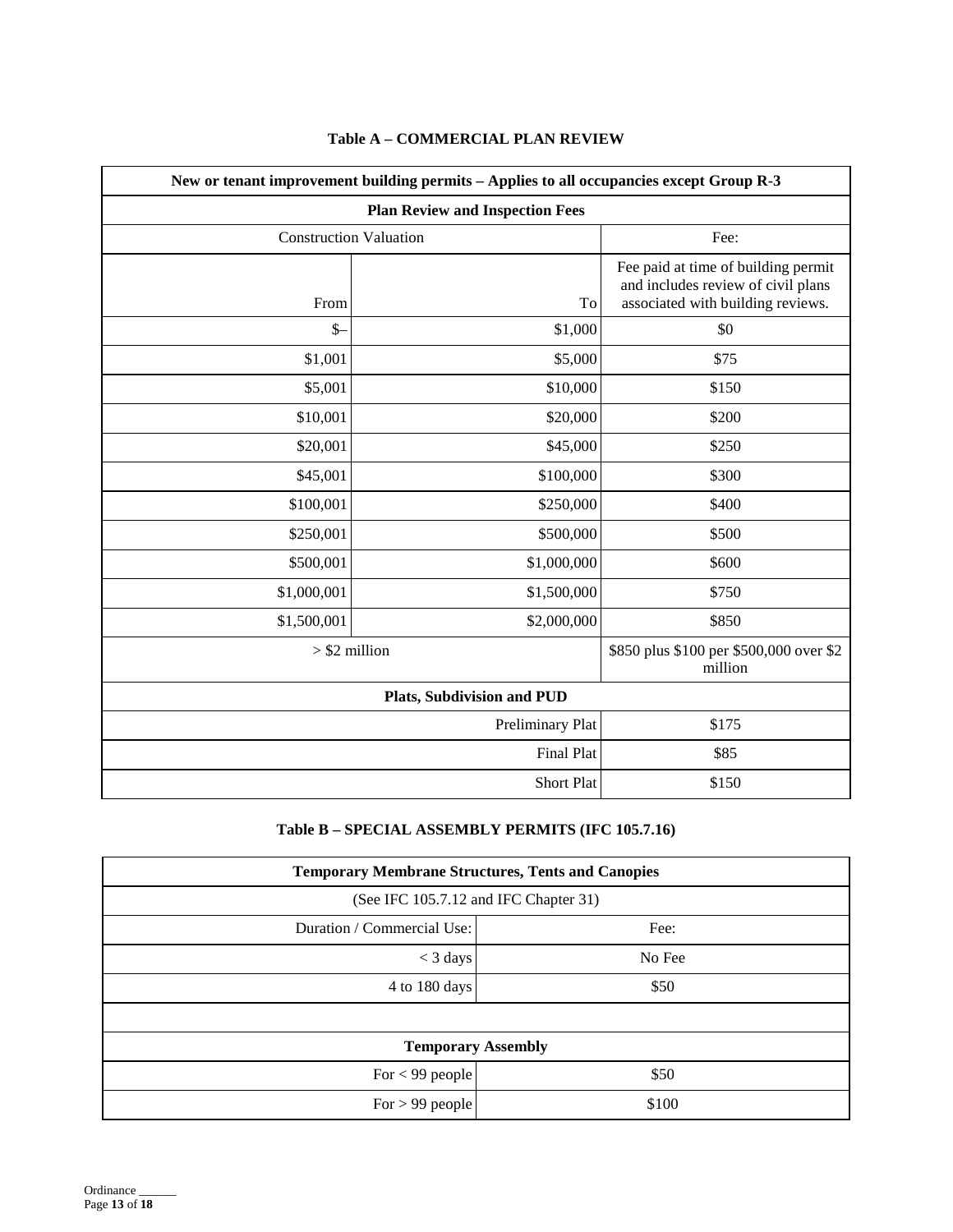### Table A – COMMERCIAL PLAN REVIEW

| New or tenant improvement building permits – Applies to all occupancies except Group R-3 | | |
|---|---|---|
| **Plan Review and Inspection Fees** | | |
| Construction Valuation | | Fee: |
| From | To | Fee paid at time of building permit and includes review of civil plans associated with building reviews. |
| $– | $1,000 | $0 |
| $1,001 | $5,000 | $75 |
| $5,001 | $10,000 | $150 |
| $10,001 | $20,000 | $200 |
| $20,001 | $45,000 | $250 |
| $45,001 | $100,000 | $300 |
| $100,001 | $250,000 | $400 |
| $250,001 | $500,000 | $500 |
| $500,001 | $1,000,000 | $600 |
| $1,000,001 | $1,500,000 | $750 |
| $1,500,001 | $2,000,000 | $850 |
| > $2 million | | $850 plus $100 per $500,000 over $2 million |
| **Plats, Subdivision and PUD** | | |
| | Preliminary Plat | $175 |
| | Final Plat | $85 |
| | Short Plat | $150 |

### Table B – SPECIAL ASSEMBLY PERMITS (IFC 105.7.16)

| Temporary Membrane Structures, Tents and Canopies | |
|---|---|
| (See IFC 105.7.12 and IFC Chapter 31) | |
| Duration / Commercial Use: | Fee: |
| < 3 days | No Fee |
| 4 to 180 days | $50 |
| | |
| **Temporary Assembly** | |
| For < 99 people | $50 |
| For > 99 people | $100 |

Ordinance ______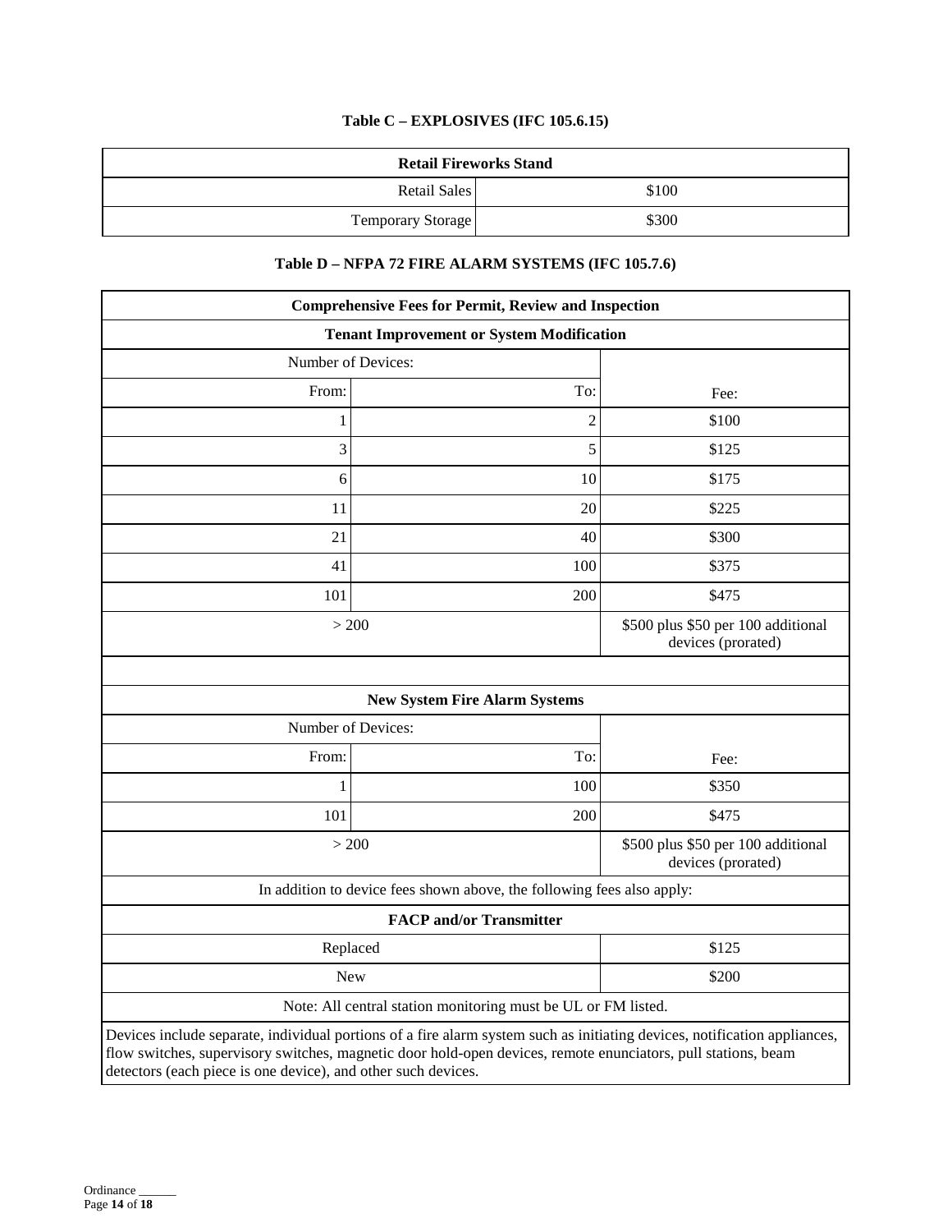### Table C – EXPLOSIVES (IFC 105.6.15)

| Retail Fireworks Stand | |
|---|---|
| Retail Sales | $100 |
| Temporary Storage | $300 |

### Table D – NFPA 72 FIRE ALARM SYSTEMS (IFC 105.7.6)

| Comprehensive Fees for Permit, Review and Inspection | | |
|---|---|---|
| **Tenant Improvement or System Modification** | | |
| Number of Devices: | | |
| From: | To: | Fee: |
| 1 | 2 | $100 |
| 3 | 5 | $125 |
| 6 | 10 | $175 |
| 11 | 20 | $225 |
| 21 | 40 | $300 |
| 41 | 100 | $375 |
| 101 | 200 | $475 |
| > 200 | | $500 plus $50 per 100 additional devices (prorated) |
| | | |
| **New System Fire Alarm Systems** | | |
| Number of Devices: | | |
| From: | To: | Fee: |
| 1 | 100 | $350 |
| 101 | 200 | $475 |
| > 200 | | $500 plus $50 per 100 additional devices (prorated) |
| In addition to device fees shown above, the following fees also apply: | | |
| **FACP and/or Transmitter** | | |
| Replaced | | $125 |
| New | | $200 |
| Note: All central station monitoring must be UL or FM listed. | | |
| Devices include separate, individual portions of a fire alarm system such as initiating devices, notification appliances, flow switches, supervisory switches, magnetic door hold-open devices, remote enunciators, pull stations, beam detectors (each piece is one device), and other such devices. | | |

Ordinance ______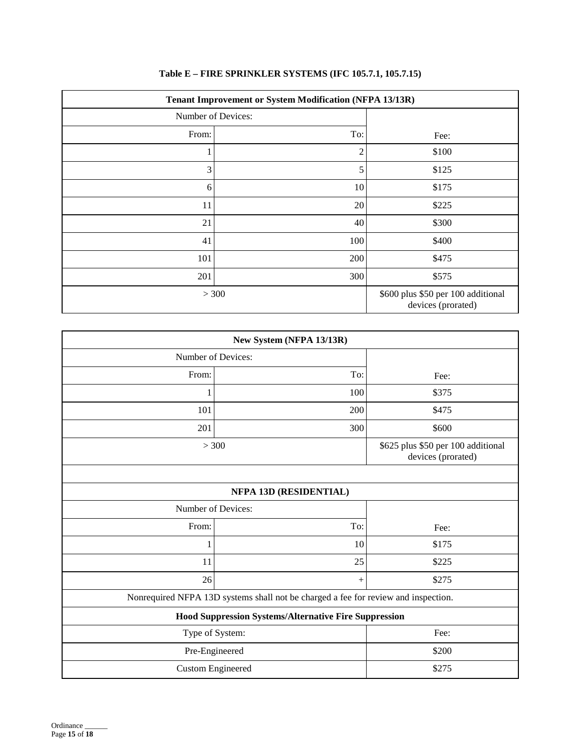**Table E – FIRE SPRINKLER SYSTEMS (IFC 105.7.1, 105.7.15)**

| Tenant Improvement or System Modification (NFPA 13/13R) | | |
|---|---|---|
| Number of Devices: | | |
| From: | To: | Fee: |
| 1 | 2 | $100 |
| 3 | 5 | $125 |
| 6 | 10 | $175 |
| 11 | 20 | $225 |
| 21 | 40 | $300 |
| 41 | 100 | $400 |
| 101 | 200 | $475 |
| 201 | 300 | $575 |
| > 300 | | $600 plus $50 per 100 additional devices (prorated) |

| New System (NFPA 13/13R) | | |
|---|---|---|
| Number of Devices: | | |
| From: | To: | Fee: |
| 1 | 100 | $375 |
| 101 | 200 | $475 |
| 201 | 300 | $600 |
| > 300 | | $625 plus $50 per 100 additional devices (prorated) |
| | | |
| **NFPA 13D (RESIDENTIAL)** | | |
| Number of Devices: | | |
| From: | To: | Fee: |
| 1 | 10 | $175 |
| 11 | 25 | $225 |
| 26 | + | $275 |
| Nonrequired NFPA 13D systems shall not be charged a fee for review and inspection. | | |
| **Hood Suppression Systems/Alternative Fire Suppression** | | |
| Type of System: | | Fee: |
| Pre-Engineered | | $200 |
| Custom Engineered | | $275 |

Ordinance ______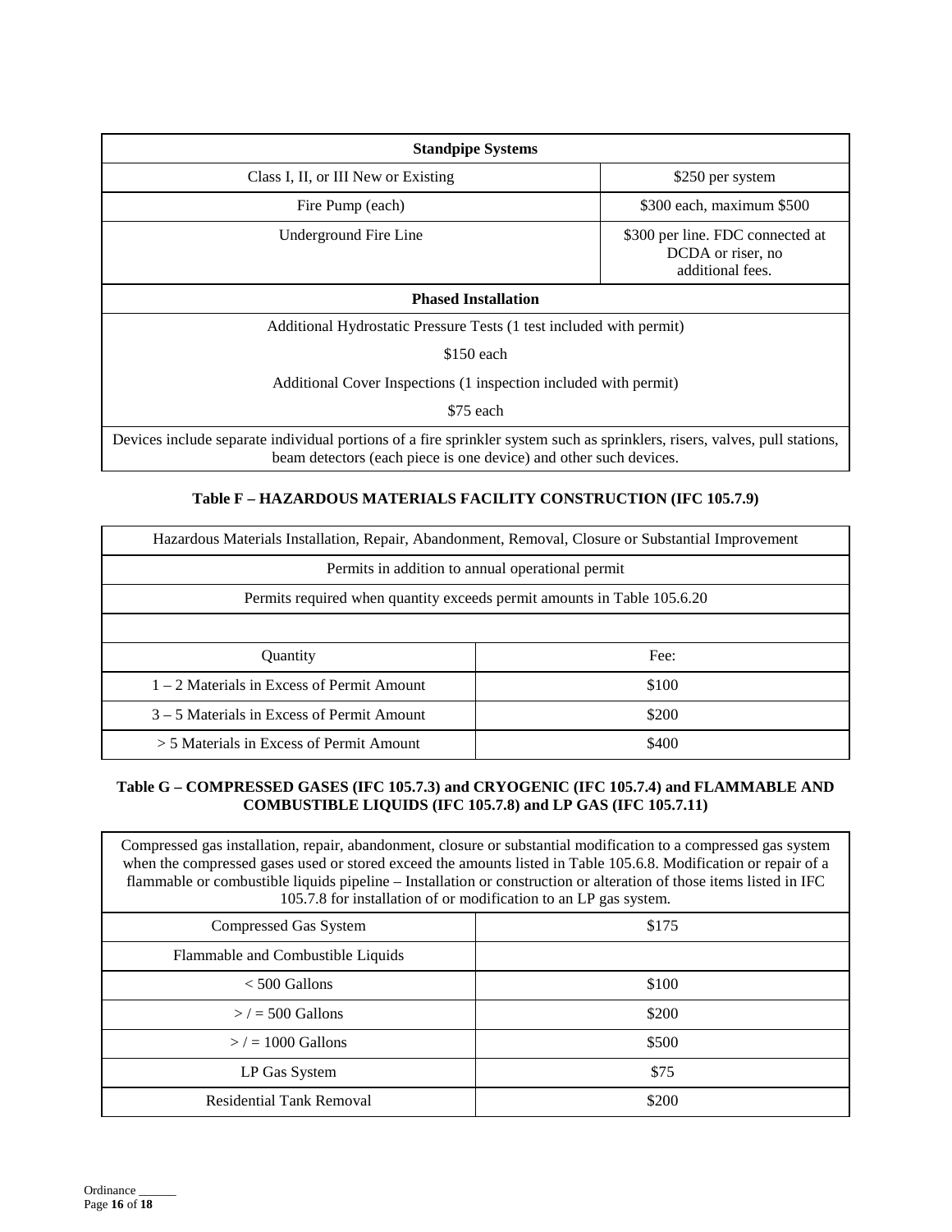| Standpipe Systems | |
|---|---|
| Class I, II, or III New or Existing | $250 per system |
| Fire Pump (each) | $300 each, maximum $500 |
| Underground Fire Line | $300 per line. FDC connected at DCDA or riser, no additional fees. |
| **Phased Installation** | |
| Additional Hydrostatic Pressure Tests (1 test included with permit) | |
| $150 each | |
| Additional Cover Inspections (1 inspection included with permit) | |
| $75 each | |
| Devices include separate individual portions of a fire sprinkler system such as sprinklers, risers, valves, pull stations, beam detectors (each piece is one device) and other such devices. | |

**Table F – HAZARDOUS MATERIALS FACILITY CONSTRUCTION (IFC 105.7.9)**

| Hazardous Materials Installation, Repair, Abandonment, Removal, Closure or Substantial Improvement | |
|---|---|
| Permits in addition to annual operational permit | |
| Permits required when quantity exceeds permit amounts in Table 105.6.20 | |
| | |
| Quantity | Fee: |
| 1 – 2 Materials in Excess of Permit Amount | $100 |
| 3 – 5 Materials in Excess of Permit Amount | $200 |
| > 5 Materials in Excess of Permit Amount | $400 |

**Table G – COMPRESSED GASES (IFC 105.7.3) and CRYOGENIC (IFC 105.7.4) and FLAMMABLE AND COMBUSTIBLE LIQUIDS (IFC 105.7.8) and LP GAS (IFC 105.7.11)**

| Compressed gas installation, repair, abandonment, closure or substantial modification to a compressed gas system when the compressed gases used or stored exceed the amounts listed in Table 105.6.8. Modification or repair of a flammable or combustible liquids pipeline – Installation or construction or alteration of those items listed in IFC 105.7.8 for installation of or modification to an LP gas system. | |
|---|---|
| Compressed Gas System | $175 |
| Flammable and Combustible Liquids | |
| < 500 Gallons | $100 |
| > / = 500 Gallons | $200 |
| > / = 1000 Gallons | $500 |
| LP Gas System | $75 |
| Residential Tank Removal | $200 |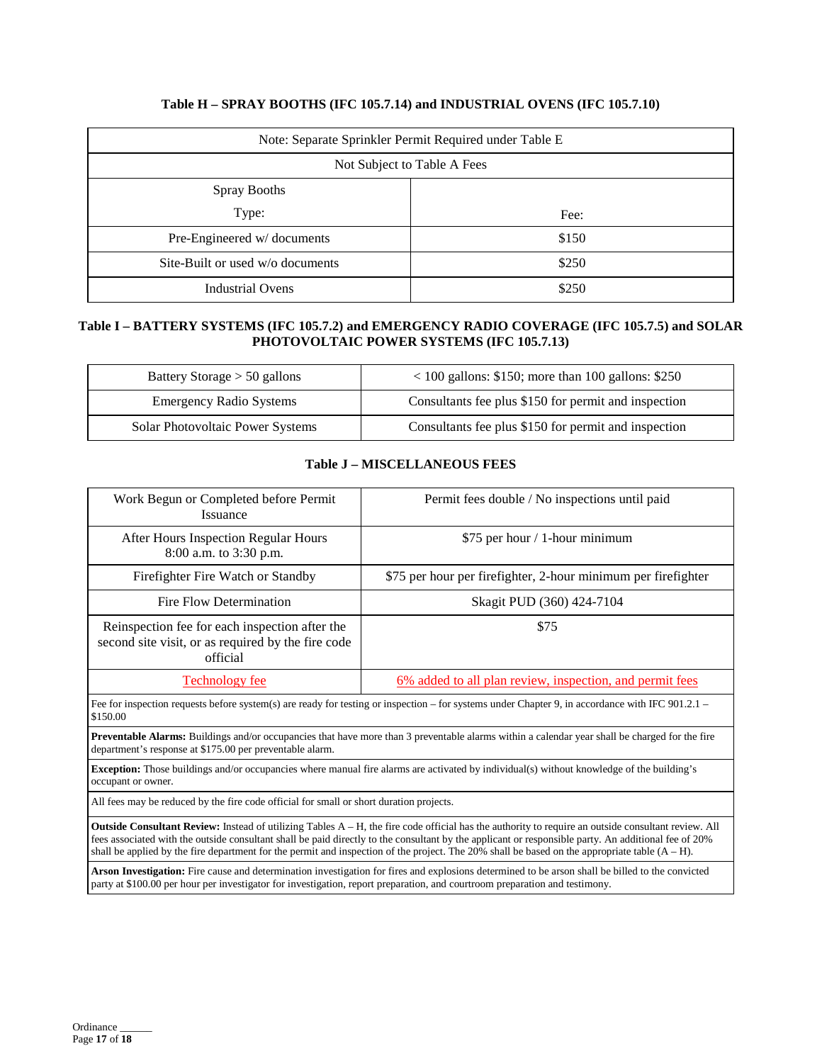**Table H – SPRAY BOOTHS (IFC 105.7.14) and INDUSTRIAL OVENS (IFC 105.7.10)**

| Note: Separate Sprinkler Permit Required under Table E | |
|---|---|
| Not Subject to Table A Fees | |
| Spray Booths<br>Type: | Fee: |
| Pre-Engineered w/ documents | $150 |
| Site-Built or used w/o documents | $250 |
| Industrial Ovens | $250 |

**Table I – BATTERY SYSTEMS (IFC 105.7.2) and EMERGENCY RADIO COVERAGE (IFC 105.7.5) and SOLAR PHOTOVOLTAIC POWER SYSTEMS (IFC 105.7.13)**

| | |
|---|---|
| Battery Storage > 50 gallons | < 100 gallons: $150; more than 100 gallons: $250 |
| Emergency Radio Systems | Consultants fee plus $150 for permit and inspection |
| Solar Photovoltaic Power Systems | Consultants fee plus $150 for permit and inspection |

**Table J – MISCELLANEOUS FEES**

| | |
|---|---|
| Work Begun or Completed before Permit Issuance | Permit fees double / No inspections until paid |
| After Hours Inspection Regular Hours 8:00 a.m. to 3:30 p.m. | $75 per hour / 1-hour minimum |
| Firefighter Fire Watch or Standby | $75 per hour per firefighter, 2-hour minimum per firefighter |
| Fire Flow Determination | Skagit PUD (360) 424-7104 |
| Reinspection fee for each inspection after the second site visit, or as required by the fire code official | $75 |
| Technology fee | 6% added to all plan review, inspection, and permit fees |
| Fee for inspection requests before system(s) are ready for testing or inspection – for systems under Chapter 9, in accordance with IFC 901.2.1 – $150.00 | |
| **Preventable Alarms:** Buildings and/or occupancies that have more than 3 preventable alarms within a calendar year shall be charged for the fire department's response at $175.00 per preventable alarm. | |
| **Exception:** Those buildings and/or occupancies where manual fire alarms are activated by individual(s) without knowledge of the building's occupant or owner. | |
| All fees may be reduced by the fire code official for small or short duration projects. | |
| **Outside Consultant Review:** Instead of utilizing Tables A – H, the fire code official has the authority to require an outside consultant review. All fees associated with the outside consultant shall be paid directly to the consultant by the applicant or responsible party. An additional fee of 20% shall be applied by the fire department for the permit and inspection of the project. The 20% shall be based on the appropriate table (A – H). | |
| **Arson Investigation:** Fire cause and determination investigation for fires and explosions determined to be arson shall be billed to the convicted party at $100.00 per hour per investigator for investigation, report preparation, and courtroom preparation and testimony. | |

Ordinance ______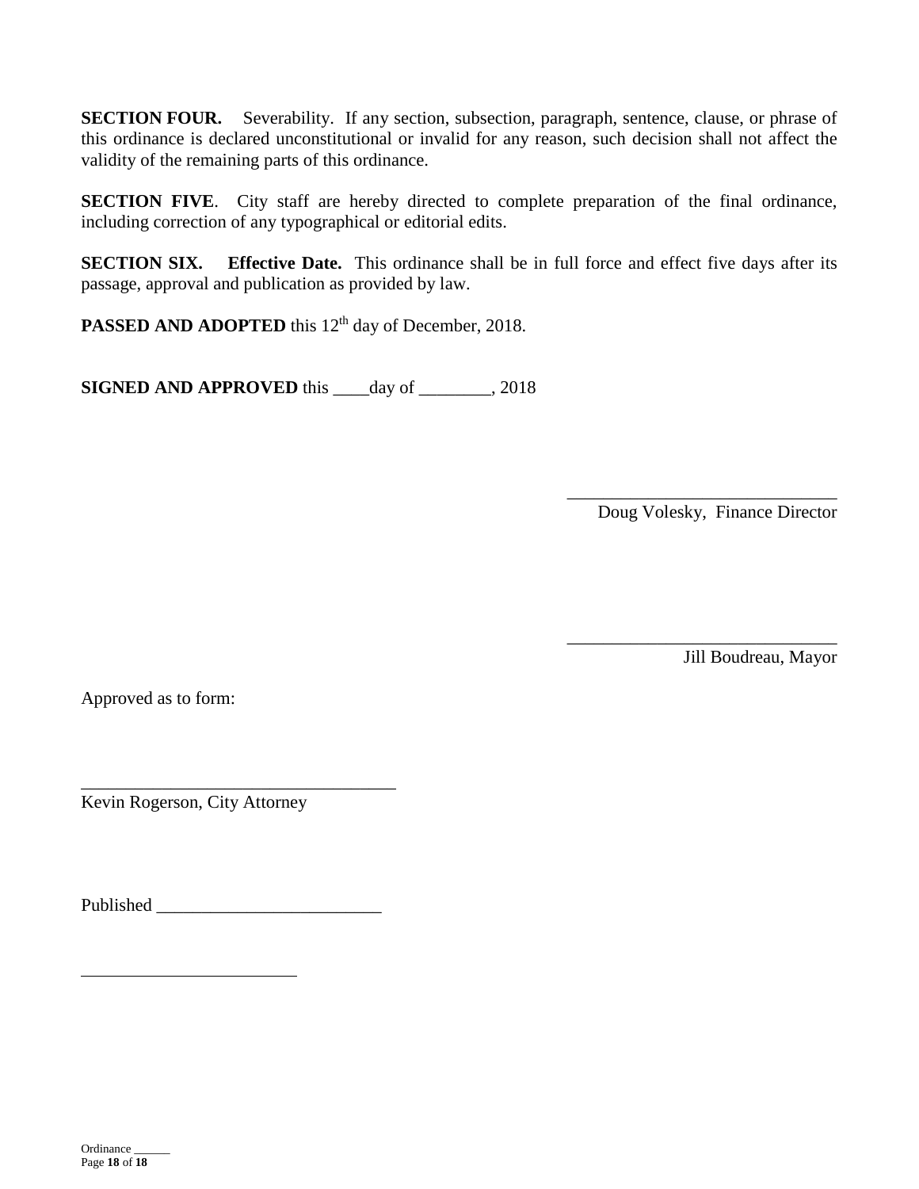**SECTION FOUR.** Severability. If any section, subsection, paragraph, sentence, clause, or phrase of this ordinance is declared unconstitutional or invalid for any reason, such decision shall not affect the validity of the remaining parts of this ordinance.

**SECTION FIVE**. City staff are hereby directed to complete preparation of the final ordinance, including correction of any typographical or editorial edits.

**SECTION SIX. Effective Date.** This ordinance shall be in full force and effect five days after its passage, approval and publication as provided by law.

**PASSED AND ADOPTED** this 12th day of December, 2018.

**SIGNED AND APPROVED** this ____day of ________, 2018

_______________________________
Doug Volesky, Finance Director

_______________________________
Jill Boudreau, Mayor

Approved as to form:

___________________________________
Kevin Rogerson, City Attorney

Published _________________________

________________________